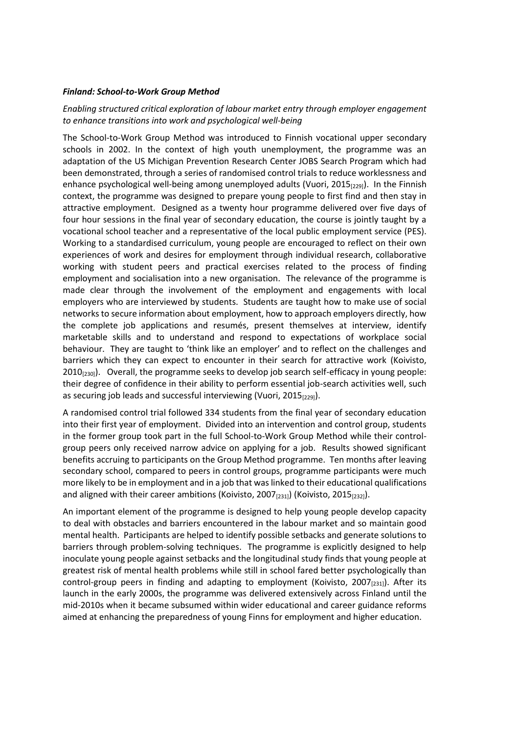***Finland: School-to-Work Group Method***

*Enabling structured critical exploration of labour market entry through employer engagement to enhance transitions into work and psychological well-being*

The School-to-Work Group Method was introduced to Finnish vocational upper secondary schools in 2002. In the context of high youth unemployment, the programme was an adaptation of the US Michigan Prevention Research Center JOBS Search Program which had been demonstrated, through a series of randomised control trials to reduce worklessness and enhance psychological well-being among unemployed adults (Vuori, 2015[229]). In the Finnish context, the programme was designed to prepare young people to first find and then stay in attractive employment. Designed as a twenty hour programme delivered over five days of four hour sessions in the final year of secondary education, the course is jointly taught by a vocational school teacher and a representative of the local public employment service (PES). Working to a standardised curriculum, young people are encouraged to reflect on their own experiences of work and desires for employment through individual research, collaborative working with student peers and practical exercises related to the process of finding employment and socialisation into a new organisation. The relevance of the programme is made clear through the involvement of the employment and engagements with local employers who are interviewed by students. Students are taught how to make use of social networks to secure information about employment, how to approach employers directly, how the complete job applications and resumés, present themselves at interview, identify marketable skills and to understand and respond to expectations of workplace social behaviour. They are taught to 'think like an employer' and to reflect on the challenges and barriers which they can expect to encounter in their search for attractive work (Koivisto, 2010[230]). Overall, the programme seeks to develop job search self-efficacy in young people: their degree of confidence in their ability to perform essential job-search activities well, such as securing job leads and successful interviewing (Vuori, 2015[229]).

A randomised control trial followed 334 students from the final year of secondary education into their first year of employment. Divided into an intervention and control group, students in the former group took part in the full School-to-Work Group Method while their control-group peers only received narrow advice on applying for a job. Results showed significant benefits accruing to participants on the Group Method programme. Ten months after leaving secondary school, compared to peers in control groups, programme participants were much more likely to be in employment and in a job that was linked to their educational qualifications and aligned with their career ambitions (Koivisto, 2007[231]) (Koivisto, 2015[232]).

An important element of the programme is designed to help young people develop capacity to deal with obstacles and barriers encountered in the labour market and so maintain good mental health. Participants are helped to identify possible setbacks and generate solutions to barriers through problem-solving techniques. The programme is explicitly designed to help inoculate young people against setbacks and the longitudinal study finds that young people at greatest risk of mental health problems while still in school fared better psychologically than control-group peers in finding and adapting to employment (Koivisto, 2007[231]). After its launch in the early 2000s, the programme was delivered extensively across Finland until the mid-2010s when it became subsumed within wider educational and career guidance reforms aimed at enhancing the preparedness of young Finns for employment and higher education.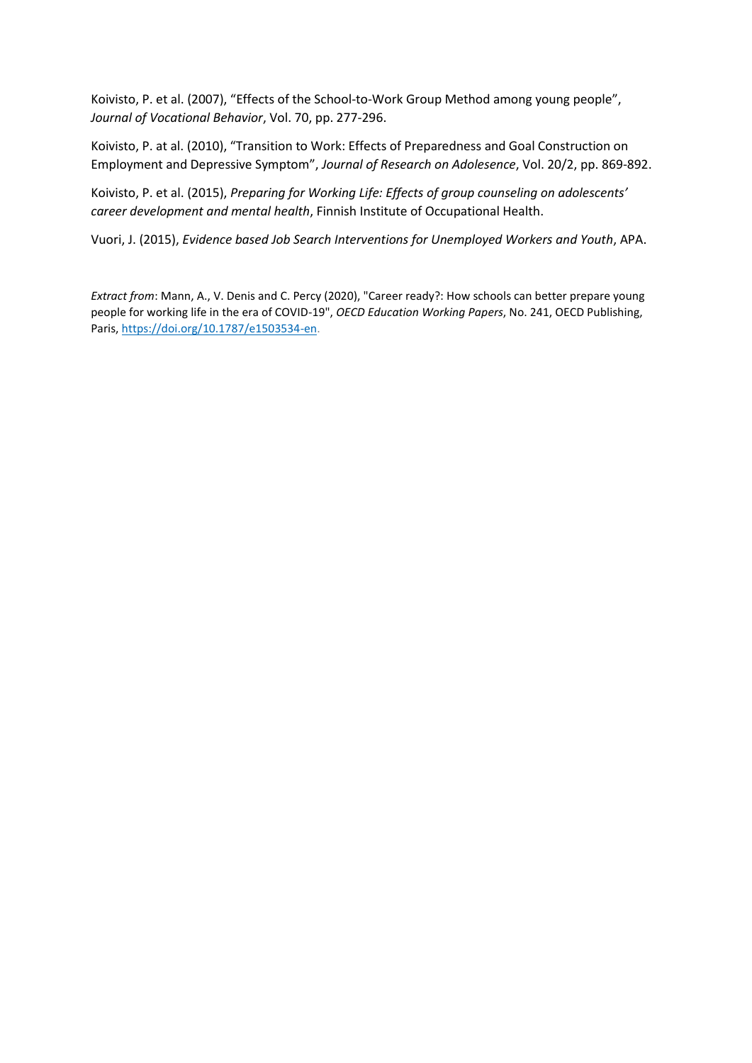Koivisto, P. et al. (2007), "Effects of the School-to-Work Group Method among young people", *Journal of Vocational Behavior*, Vol. 70, pp. 277-296.

Koivisto, P. at al. (2010), "Transition to Work: Effects of Preparedness and Goal Construction on Employment and Depressive Symptom", *Journal of Research on Adolesence*, Vol. 20/2, pp. 869-892.

Koivisto, P. et al. (2015), *Preparing for Working Life: Effects of group counseling on adolescents' career development and mental health*, Finnish Institute of Occupational Health.

Vuori, J. (2015), *Evidence based Job Search Interventions for Unemployed Workers and Youth*, APA.

*Extract from*: Mann, A., V. Denis and C. Percy (2020), "Career ready?: How schools can better prepare young people for working life in the era of COVID-19", *OECD Education Working Papers*, No. 241, OECD Publishing, Paris, https://doi.org/10.1787/e1503534-en.